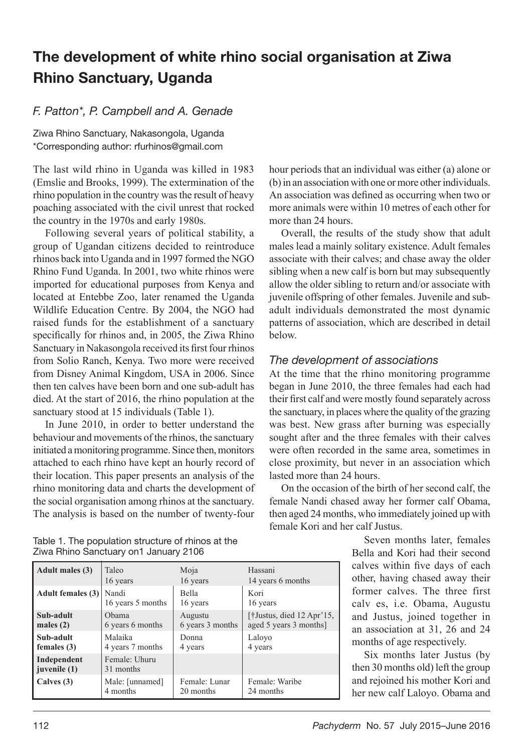# The development of white rhino social organisation at Ziwa Rhino Sanctuary, Uganda

*F. Patton\*, P. Campbell and A. Genade*

Ziwa Rhino Sanctuary, Nakasongola, Uganda
\*Corresponding author: rfurhinos@gmail.com

The last wild rhino in Uganda was killed in 1983 (Emslie and Brooks, 1999). The extermination of the rhino population in the country was the result of heavy poaching associated with the civil unrest that rocked the country in the 1970s and early 1980s.

Following several years of political stability, a group of Ugandan citizens decided to reintroduce rhinos back into Uganda and in 1997 formed the NGO Rhino Fund Uganda. In 2001, two white rhinos were imported for educational purposes from Kenya and located at Entebbe Zoo, later renamed the Uganda Wildlife Education Centre. By 2004, the NGO had raised funds for the establishment of a sanctuary specifically for rhinos and, in 2005, the Ziwa Rhino Sanctuary in Nakasongola received its first four rhinos from Solio Ranch, Kenya. Two more were received from Disney Animal Kingdom, USA in 2006. Since then ten calves have been born and one sub-adult has died. At the start of 2016, the rhino population at the sanctuary stood at 15 individuals (Table 1).

In June 2010, in order to better understand the behaviour and movements of the rhinos, the sanctuary initiated a monitoring programme. Since then, monitors attached to each rhino have kept an hourly record of their location. This paper presents an analysis of the rhino monitoring data and charts the development of the social organisation among rhinos at the sanctuary. The analysis is based on the number of twenty-four hour periods that an individual was either (a) alone or (b) in an association with one or more other individuals. An association was defined as occurring when two or more animals were within 10 metres of each other for more than 24 hours.

Overall, the results of the study show that adult males lead a mainly solitary existence. Adult females associate with their calves; and chase away the older sibling when a new calf is born but may subsequently allow the older sibling to return and/or associate with juvenile offspring of other females. Juvenile and sub-adult individuals demonstrated the most dynamic patterns of association, which are described in detail below.

Table 1. The population structure of rhinos at the Ziwa Rhino Sanctuary on1 January 2106

| | | | |
|---|---|---|---|
| **Adult males (3)** | Taleo<br>16 years | Moja<br>16 years | Hassani<br>14 years 6 months |
| **Adult females (3)** | Nandi<br>16 years 5 months | Bella<br>16 years | Kori<br>16 years |
| **Sub-adult males (2)** | Obama<br>6 years 6 months | Augustu<br>6 years 3 months | [†Justus, died 12 Apr'15, aged 5 years 3 months] |
| **Sub-adult females (3)** | Malaika<br>4 years 7 months | Donna<br>4 years | Laloyo<br>4 years |
| **Independent juvenile (1)** | Female: Uhuru<br>31 months | | |
| **Calves (3)** | Male: [unnamed]<br>4 months | Female: Lunar<br>20 months | Female: Waribe<br>24 months |

## *The development of associations*

At the time that the rhino monitoring programme began in June 2010, the three females had each had their first calf and were mostly found separately across the sanctuary, in places where the quality of the grazing was best. New grass after burning was especially sought after and the three females with their calves were often recorded in the same area, sometimes in close proximity, but never in an association which lasted more than 24 hours.

On the occasion of the birth of her second calf, the female Nandi chased away her former calf Obama, then aged 24 months, who immediately joined up with female Kori and her calf Justus.

Seven months later, females Bella and Kori had their second calves within five days of each other, having chased away their former calves. The three first calv es, i.e. Obama, Augustu and Justus, joined together in an association at 31, 26 and 24 months of age respectively.

Six months later Justus (by then 30 months old) left the group and rejoined his mother Kori and her new calf Laloyo. Obama and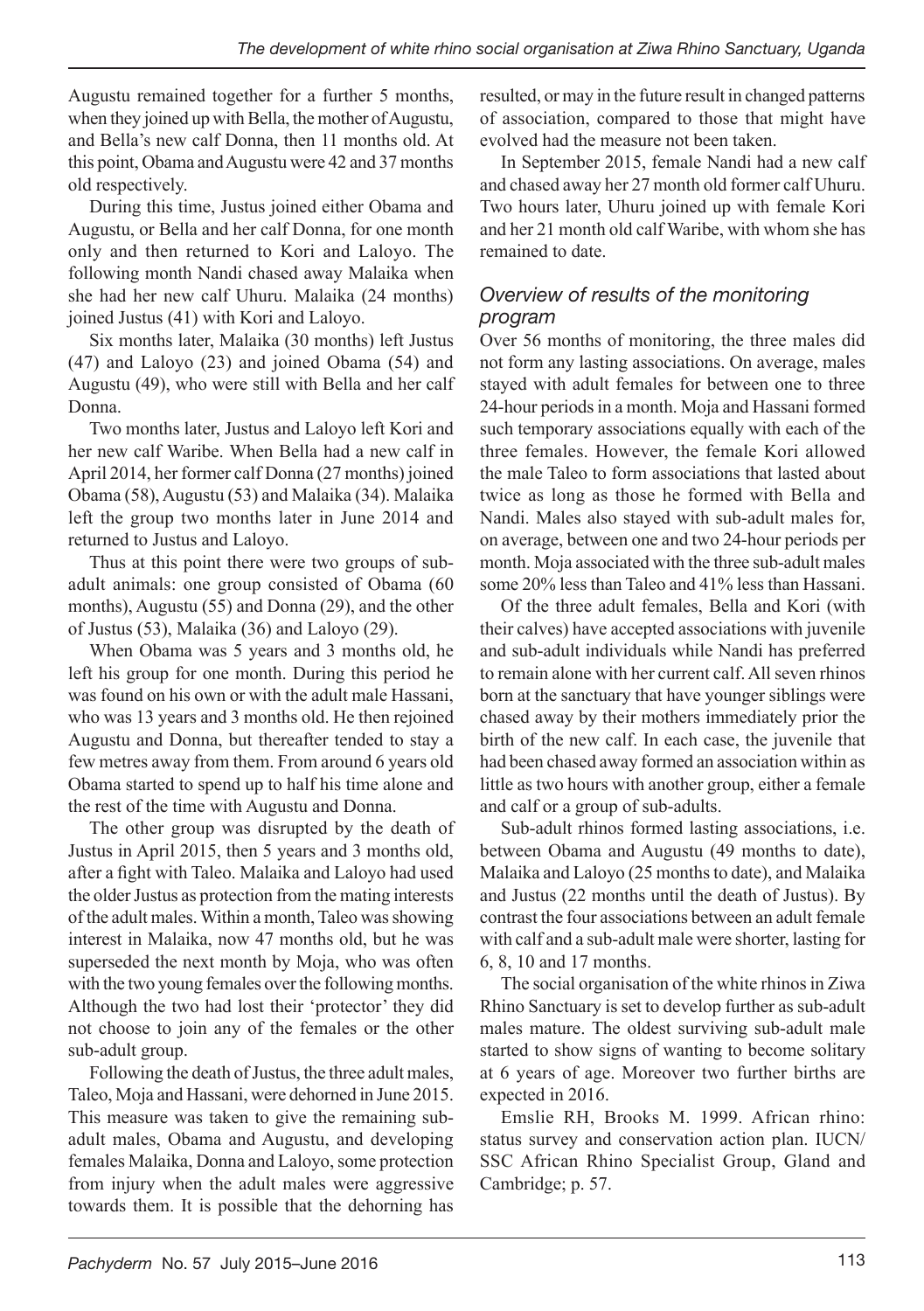Augustu remained together for a further 5 months, when they joined up with Bella, the mother of Augustu, and Bella's new calf Donna, then 11 months old. At this point, Obama and Augustu were 42 and 37 months old respectively.

During this time, Justus joined either Obama and Augustu, or Bella and her calf Donna, for one month only and then returned to Kori and Laloyo. The following month Nandi chased away Malaika when she had her new calf Uhuru. Malaika (24 months) joined Justus (41) with Kori and Laloyo.

Six months later, Malaika (30 months) left Justus (47) and Laloyo (23) and joined Obama (54) and Augustu (49), who were still with Bella and her calf Donna.

Two months later, Justus and Laloyo left Kori and her new calf Waribe. When Bella had a new calf in April 2014, her former calf Donna (27 months) joined Obama (58), Augustu (53) and Malaika (34). Malaika left the group two months later in June 2014 and returned to Justus and Laloyo.

Thus at this point there were two groups of sub-adult animals: one group consisted of Obama (60 months), Augustu (55) and Donna (29), and the other of Justus (53), Malaika (36) and Laloyo (29).

When Obama was 5 years and 3 months old, he left his group for one month. During this period he was found on his own or with the adult male Hassani, who was 13 years and 3 months old. He then rejoined Augustu and Donna, but thereafter tended to stay a few metres away from them. From around 6 years old Obama started to spend up to half his time alone and the rest of the time with Augustu and Donna.

The other group was disrupted by the death of Justus in April 2015, then 5 years and 3 months old, after a fight with Taleo. Malaika and Laloyo had used the older Justus as protection from the mating interests of the adult males. Within a month, Taleo was showing interest in Malaika, now 47 months old, but he was superseded the next month by Moja, who was often with the two young females over the following months. Although the two had lost their 'protector' they did not choose to join any of the females or the other sub-adult group.

Following the death of Justus, the three adult males, Taleo, Moja and Hassani, were dehorned in June 2015. This measure was taken to give the remaining sub-adult males, Obama and Augustu, and developing females Malaika, Donna and Laloyo, some protection from injury when the adult males were aggressive towards them. It is possible that the dehorning has resulted, or may in the future result in changed patterns of association, compared to those that might have evolved had the measure not been taken.

In September 2015, female Nandi had a new calf and chased away her 27 month old former calf Uhuru. Two hours later, Uhuru joined up with female Kori and her 21 month old calf Waribe, with whom she has remained to date.

### *Overview of results of the monitoring program*

Over 56 months of monitoring, the three males did not form any lasting associations. On average, males stayed with adult females for between one to three 24-hour periods in a month. Moja and Hassani formed such temporary associations equally with each of the three females. However, the female Kori allowed the male Taleo to form associations that lasted about twice as long as those he formed with Bella and Nandi. Males also stayed with sub-adult males for, on average, between one and two 24-hour periods per month. Moja associated with the three sub-adult males some 20% less than Taleo and 41% less than Hassani.

Of the three adult females, Bella and Kori (with their calves) have accepted associations with juvenile and sub-adult individuals while Nandi has preferred to remain alone with her current calf. All seven rhinos born at the sanctuary that have younger siblings were chased away by their mothers immediately prior the birth of the new calf. In each case, the juvenile that had been chased away formed an association within as little as two hours with another group, either a female and calf or a group of sub-adults.

Sub-adult rhinos formed lasting associations, i.e. between Obama and Augustu (49 months to date), Malaika and Laloyo (25 months to date), and Malaika and Justus (22 months until the death of Justus). By contrast the four associations between an adult female with calf and a sub-adult male were shorter, lasting for 6, 8, 10 and 17 months.

The social organisation of the white rhinos in Ziwa Rhino Sanctuary is set to develop further as sub-adult males mature. The oldest surviving sub-adult male started to show signs of wanting to become solitary at 6 years of age. Moreover two further births are expected in 2016.

Emslie RH, Brooks M. 1999. African rhino: status survey and conservation action plan. IUCN/SSC African Rhino Specialist Group, Gland and Cambridge; p. 57.